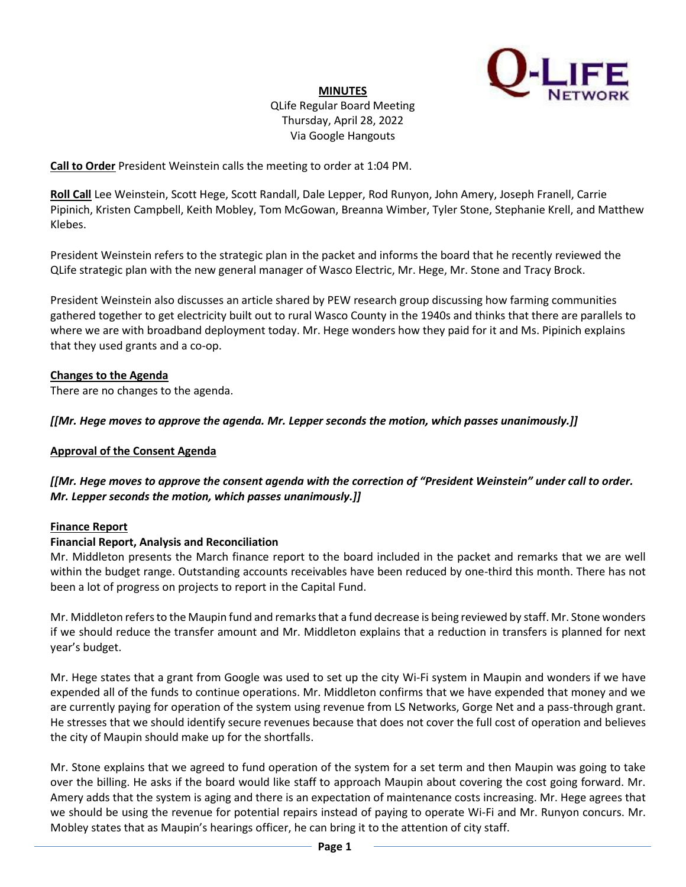**MINUTES**

QLife Regular Board Meeting
Thursday, April 28, 2022
Via Google Hangouts

**Call to Order** President Weinstein calls the meeting to order at 1:04 PM.

**Roll Call** Lee Weinstein, Scott Hege, Scott Randall, Dale Lepper, Rod Runyon, John Amery, Joseph Franell, Carrie Pipinich, Kristen Campbell, Keith Mobley, Tom McGowan, Breanna Wimber, Tyler Stone, Stephanie Krell, and Matthew Klebes.

President Weinstein refers to the strategic plan in the packet and informs the board that he recently reviewed the QLife strategic plan with the new general manager of Wasco Electric, Mr. Hege, Mr. Stone and Tracy Brock.

President Weinstein also discusses an article shared by PEW research group discussing how farming communities gathered together to get electricity built out to rural Wasco County in the 1940s and thinks that there are parallels to where we are with broadband deployment today. Mr. Hege wonders how they paid for it and Ms. Pipinich explains that they used grants and a co-op.

**Changes to the Agenda**

There are no changes to the agenda.

***[[Mr. Hege moves to approve the agenda. Mr. Lepper seconds the motion, which passes unanimously.]]***

**Approval of the Consent Agenda**

***[[Mr. Hege moves to approve the consent agenda with the correction of "President Weinstein" under call to order. Mr. Lepper seconds the motion, which passes unanimously.]]***

**Finance Report**

**Financial Report, Analysis and Reconciliation**

Mr. Middleton presents the March finance report to the board included in the packet and remarks that we are well within the budget range. Outstanding accounts receivables have been reduced by one-third this month. There has not been a lot of progress on projects to report in the Capital Fund.

Mr. Middleton refers to the Maupin fund and remarks that a fund decrease is being reviewed by staff. Mr. Stone wonders if we should reduce the transfer amount and Mr. Middleton explains that a reduction in transfers is planned for next year's budget.

Mr. Hege states that a grant from Google was used to set up the city Wi-Fi system in Maupin and wonders if we have expended all of the funds to continue operations. Mr. Middleton confirms that we have expended that money and we are currently paying for operation of the system using revenue from LS Networks, Gorge Net and a pass-through grant. He stresses that we should identify secure revenues because that does not cover the full cost of operation and believes the city of Maupin should make up for the shortfalls.

Mr. Stone explains that we agreed to fund operation of the system for a set term and then Maupin was going to take over the billing. He asks if the board would like staff to approach Maupin about covering the cost going forward. Mr. Amery adds that the system is aging and there is an expectation of maintenance costs increasing. Mr. Hege agrees that we should be using the revenue for potential repairs instead of paying to operate Wi-Fi and Mr. Runyon concurs. Mr. Mobley states that as Maupin's hearings officer, he can bring it to the attention of city staff.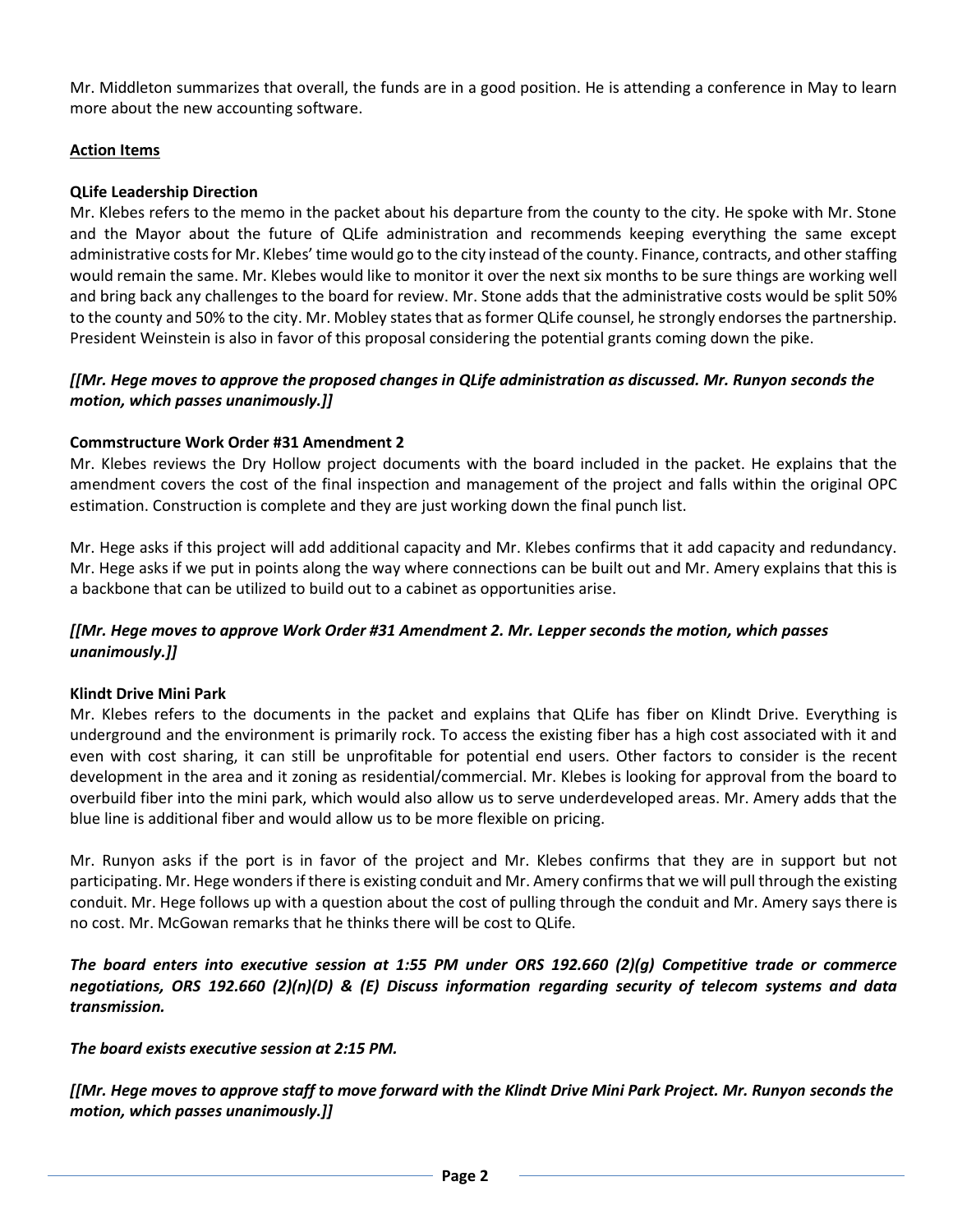Mr. Middleton summarizes that overall, the funds are in a good position. He is attending a conference in May to learn more about the new accounting software.

**Action Items**

**QLife Leadership Direction**

Mr. Klebes refers to the memo in the packet about his departure from the county to the city. He spoke with Mr. Stone and the Mayor about the future of QLife administration and recommends keeping everything the same except administrative costs for Mr. Klebes' time would go to the city instead of the county. Finance, contracts, and other staffing would remain the same. Mr. Klebes would like to monitor it over the next six months to be sure things are working well and bring back any challenges to the board for review. Mr. Stone adds that the administrative costs would be split 50% to the county and 50% to the city. Mr. Mobley states that as former QLife counsel, he strongly endorses the partnership. President Weinstein is also in favor of this proposal considering the potential grants coming down the pike.

***[[Mr. Hege moves to approve the proposed changes in QLife administration as discussed. Mr. Runyon seconds the motion, which passes unanimously.]]***

**Commstructure Work Order #31 Amendment 2**

Mr. Klebes reviews the Dry Hollow project documents with the board included in the packet. He explains that the amendment covers the cost of the final inspection and management of the project and falls within the original OPC estimation. Construction is complete and they are just working down the final punch list.

Mr. Hege asks if this project will add additional capacity and Mr. Klebes confirms that it add capacity and redundancy. Mr. Hege asks if we put in points along the way where connections can be built out and Mr. Amery explains that this is a backbone that can be utilized to build out to a cabinet as opportunities arise.

***[[Mr. Hege moves to approve Work Order #31 Amendment 2. Mr. Lepper seconds the motion, which passes unanimously.]]***

**Klindt Drive Mini Park**

Mr. Klebes refers to the documents in the packet and explains that QLife has fiber on Klindt Drive. Everything is underground and the environment is primarily rock. To access the existing fiber has a high cost associated with it and even with cost sharing, it can still be unprofitable for potential end users. Other factors to consider is the recent development in the area and it zoning as residential/commercial. Mr. Klebes is looking for approval from the board to overbuild fiber into the mini park, which would also allow us to serve underdeveloped areas. Mr. Amery adds that the blue line is additional fiber and would allow us to be more flexible on pricing.

Mr. Runyon asks if the port is in favor of the project and Mr. Klebes confirms that they are in support but not participating. Mr. Hege wonders if there is existing conduit and Mr. Amery confirms that we will pull through the existing conduit. Mr. Hege follows up with a question about the cost of pulling through the conduit and Mr. Amery says there is no cost. Mr. McGowan remarks that he thinks there will be cost to QLife.

***The board enters into executive session at 1:55 PM under ORS 192.660 (2)(g) Competitive trade or commerce negotiations, ORS 192.660 (2)(n)(D) & (E) Discuss information regarding security of telecom systems and data transmission.***

***The board exists executive session at 2:15 PM.***

***[[Mr. Hege moves to approve staff to move forward with the Klindt Drive Mini Park Project. Mr. Runyon seconds the motion, which passes unanimously.]]***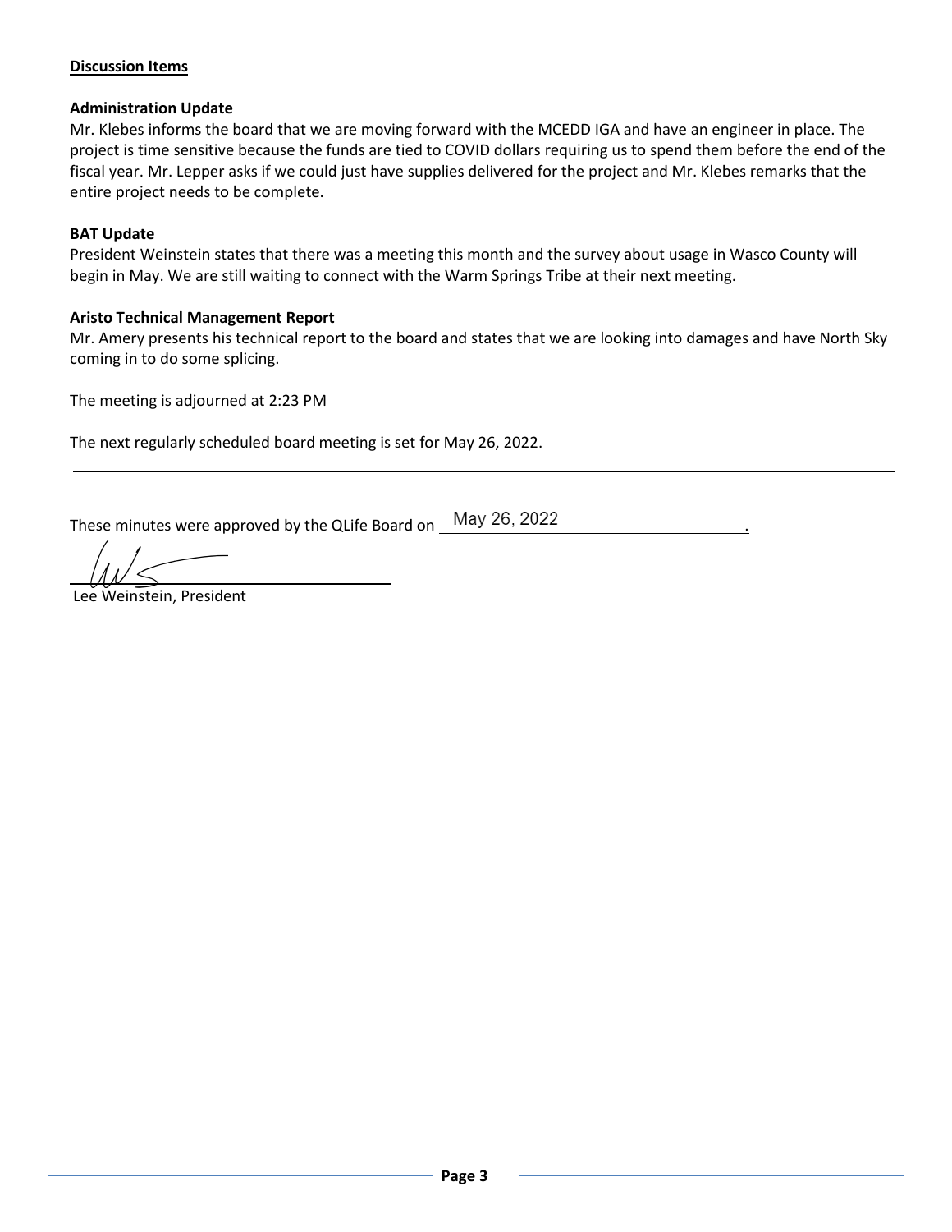**Discussion Items**

**Administration Update**

Mr. Klebes informs the board that we are moving forward with the MCEDD IGA and have an engineer in place. The project is time sensitive because the funds are tied to COVID dollars requiring us to spend them before the end of the fiscal year. Mr. Lepper asks if we could just have supplies delivered for the project and Mr. Klebes remarks that the entire project needs to be complete.

**BAT Update**

President Weinstein states that there was a meeting this month and the survey about usage in Wasco County will begin in May. We are still waiting to connect with the Warm Springs Tribe at their next meeting.

**Aristo Technical Management Report**

Mr. Amery presents his technical report to the board and states that we are looking into damages and have North Sky coming in to do some splicing.

The meeting is adjourned at 2:23 PM

The next regularly scheduled board meeting is set for May 26, 2022.

---

These minutes were approved by the QLife Board on May 26, 2022.

Lee Weinstein, President